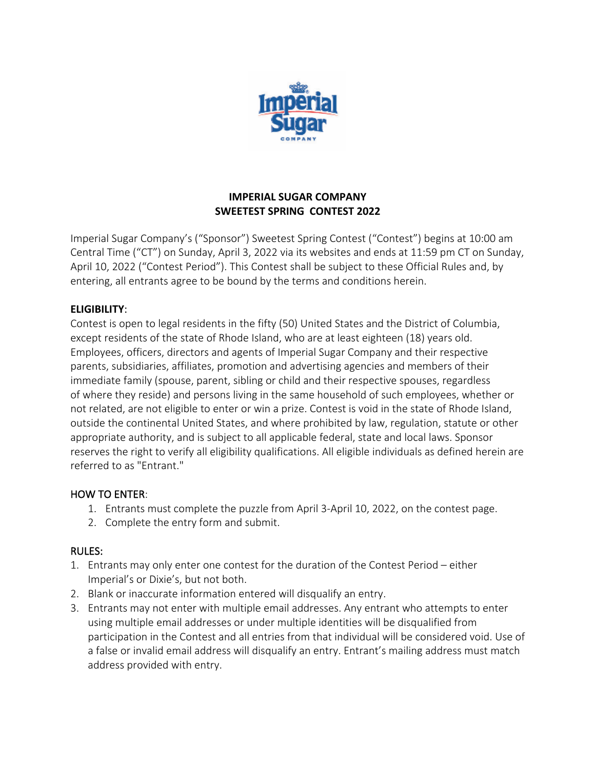# IMPERIAL SUGAR COMPANY
# SWEETEST SPRING CONTEST 2022

Imperial Sugar Company's ("Sponsor") Sweetest Spring Contest ("Contest") begins at 10:00 am Central Time ("CT") on Sunday, April 3, 2022 via its websites and ends at 11:59 pm CT on Sunday, April 10, 2022 ("Contest Period"). This Contest shall be subject to these Official Rules and, by entering, all entrants agree to be bound by the terms and conditions herein.

**ELIGIBILITY**:

Contest is open to legal residents in the fifty (50) United States and the District of Columbia, except residents of the state of Rhode Island, who are at least eighteen (18) years old. Employees, officers, directors and agents of Imperial Sugar Company and their respective parents, subsidiaries, affiliates, promotion and advertising agencies and members of their immediate family (spouse, parent, sibling or child and their respective spouses, regardless of where they reside) and persons living in the same household of such employees, whether or not related, are not eligible to enter or win a prize. Contest is void in the state of Rhode Island, outside the continental United States, and where prohibited by law, regulation, statute or other appropriate authority, and is subject to all applicable federal, state and local laws. Sponsor reserves the right to verify all eligibility qualifications. All eligible individuals as defined herein are referred to as "Entrant."

HOW TO ENTER:

1. Entrants must complete the puzzle from April 3-April 10, 2022, on the contest page.
2. Complete the entry form and submit.

RULES:

1. Entrants may only enter one contest for the duration of the Contest Period – either Imperial's or Dixie's, but not both.
2. Blank or inaccurate information entered will disqualify an entry.
3. Entrants may not enter with multiple email addresses. Any entrant who attempts to enter using multiple email addresses or under multiple identities will be disqualified from participation in the Contest and all entries from that individual will be considered void. Use of a false or invalid email address will disqualify an entry. Entrant's mailing address must match address provided with entry.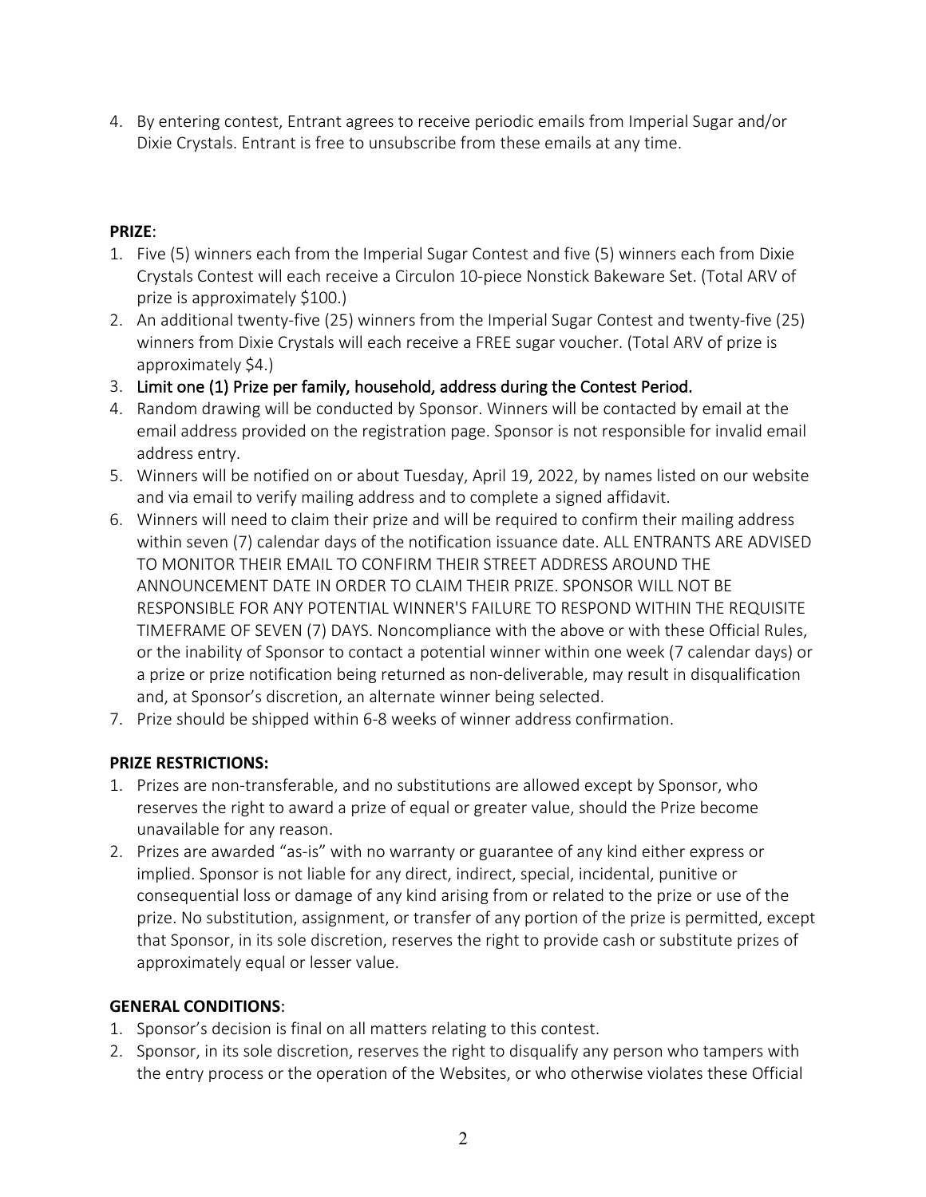4. By entering contest, Entrant agrees to receive periodic emails from Imperial Sugar and/or Dixie Crystals. Entrant is free to unsubscribe from these emails at any time.

**PRIZE**:

1. Five (5) winners each from the Imperial Sugar Contest and five (5) winners each from Dixie Crystals Contest will each receive a Circulon 10-piece Nonstick Bakeware Set. (Total ARV of prize is approximately $100.)
2. An additional twenty-five (25) winners from the Imperial Sugar Contest and twenty-five (25) winners from Dixie Crystals will each receive a FREE sugar voucher. (Total ARV of prize is approximately $4.)
3. Limit one (1) Prize per family, household, address during the Contest Period.
4. Random drawing will be conducted by Sponsor. Winners will be contacted by email at the email address provided on the registration page. Sponsor is not responsible for invalid email address entry.
5. Winners will be notified on or about Tuesday, April 19, 2022, by names listed on our website and via email to verify mailing address and to complete a signed affidavit.
6. Winners will need to claim their prize and will be required to confirm their mailing address within seven (7) calendar days of the notification issuance date. ALL ENTRANTS ARE ADVISED TO MONITOR THEIR EMAIL TO CONFIRM THEIR STREET ADDRESS AROUND THE ANNOUNCEMENT DATE IN ORDER TO CLAIM THEIR PRIZE. SPONSOR WILL NOT BE RESPONSIBLE FOR ANY POTENTIAL WINNER'S FAILURE TO RESPOND WITHIN THE REQUISITE TIMEFRAME OF SEVEN (7) DAYS. Noncompliance with the above or with these Official Rules, or the inability of Sponsor to contact a potential winner within one week (7 calendar days) or a prize or prize notification being returned as non-deliverable, may result in disqualification and, at Sponsor's discretion, an alternate winner being selected.
7. Prize should be shipped within 6-8 weeks of winner address confirmation.

**PRIZE RESTRICTIONS:**

1. Prizes are non-transferable, and no substitutions are allowed except by Sponsor, who reserves the right to award a prize of equal or greater value, should the Prize become unavailable for any reason.
2. Prizes are awarded "as-is" with no warranty or guarantee of any kind either express or implied. Sponsor is not liable for any direct, indirect, special, incidental, punitive or consequential loss or damage of any kind arising from or related to the prize or use of the prize. No substitution, assignment, or transfer of any portion of the prize is permitted, except that Sponsor, in its sole discretion, reserves the right to provide cash or substitute prizes of approximately equal or lesser value.

**GENERAL CONDITIONS**:

1. Sponsor's decision is final on all matters relating to this contest.
2. Sponsor, in its sole discretion, reserves the right to disqualify any person who tampers with the entry process or the operation of the Websites, or who otherwise violates these Official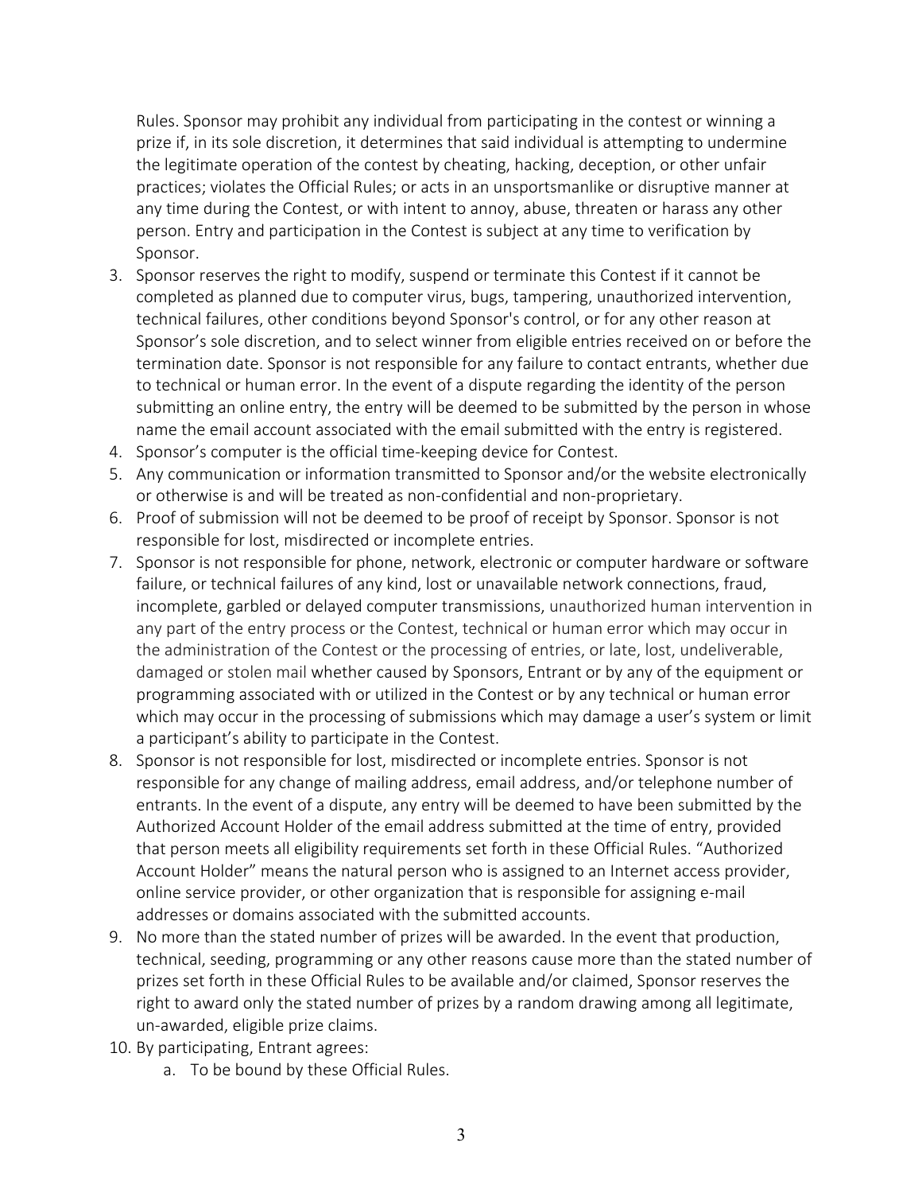Rules. Sponsor may prohibit any individual from participating in the contest or winning a prize if, in its sole discretion, it determines that said individual is attempting to undermine the legitimate operation of the contest by cheating, hacking, deception, or other unfair practices; violates the Official Rules; or acts in an unsportsmanlike or disruptive manner at any time during the Contest, or with intent to annoy, abuse, threaten or harass any other person. Entry and participation in the Contest is subject at any time to verification by Sponsor.

3. Sponsor reserves the right to modify, suspend or terminate this Contest if it cannot be completed as planned due to computer virus, bugs, tampering, unauthorized intervention, technical failures, other conditions beyond Sponsor's control, or for any other reason at Sponsor's sole discretion, and to select winner from eligible entries received on or before the termination date. Sponsor is not responsible for any failure to contact entrants, whether due to technical or human error. In the event of a dispute regarding the identity of the person submitting an online entry, the entry will be deemed to be submitted by the person in whose name the email account associated with the email submitted with the entry is registered.
4. Sponsor's computer is the official time-keeping device for Contest.
5. Any communication or information transmitted to Sponsor and/or the website electronically or otherwise is and will be treated as non-confidential and non-proprietary.
6. Proof of submission will not be deemed to be proof of receipt by Sponsor. Sponsor is not responsible for lost, misdirected or incomplete entries.
7. Sponsor is not responsible for phone, network, electronic or computer hardware or software failure, or technical failures of any kind, lost or unavailable network connections, fraud, incomplete, garbled or delayed computer transmissions, unauthorized human intervention in any part of the entry process or the Contest, technical or human error which may occur in the administration of the Contest or the processing of entries, or late, lost, undeliverable, damaged or stolen mail whether caused by Sponsors, Entrant or by any of the equipment or programming associated with or utilized in the Contest or by any technical or human error which may occur in the processing of submissions which may damage a user's system or limit a participant's ability to participate in the Contest.
8. Sponsor is not responsible for lost, misdirected or incomplete entries. Sponsor is not responsible for any change of mailing address, email address, and/or telephone number of entrants. In the event of a dispute, any entry will be deemed to have been submitted by the Authorized Account Holder of the email address submitted at the time of entry, provided that person meets all eligibility requirements set forth in these Official Rules. "Authorized Account Holder" means the natural person who is assigned to an Internet access provider, online service provider, or other organization that is responsible for assigning e-mail addresses or domains associated with the submitted accounts.
9. No more than the stated number of prizes will be awarded. In the event that production, technical, seeding, programming or any other reasons cause more than the stated number of prizes set forth in these Official Rules to be available and/or claimed, Sponsor reserves the right to award only the stated number of prizes by a random drawing among all legitimate, un-awarded, eligible prize claims.
10. By participating, Entrant agrees:
    a. To be bound by these Official Rules.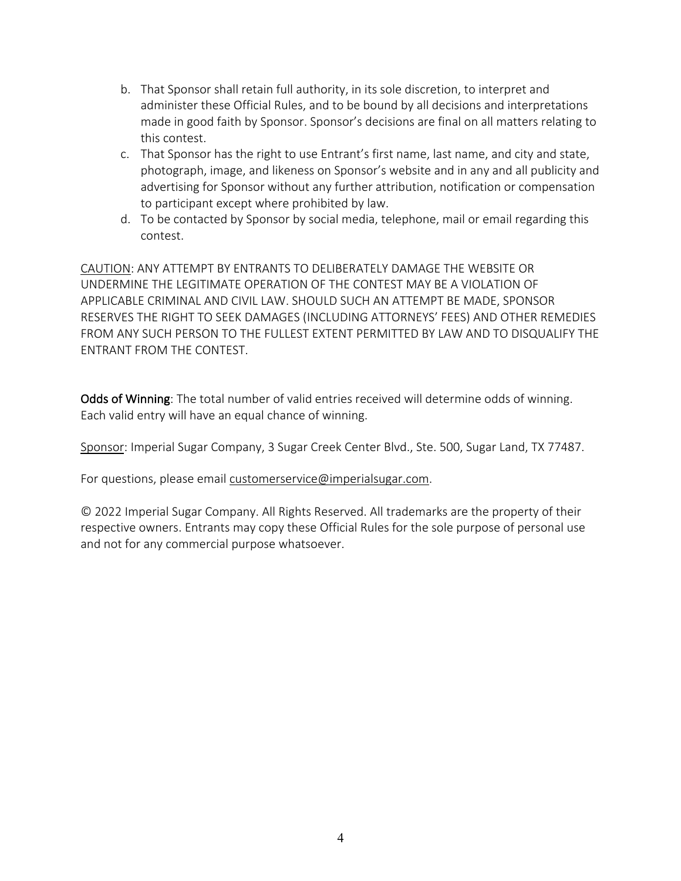b. That Sponsor shall retain full authority, in its sole discretion, to interpret and administer these Official Rules, and to be bound by all decisions and interpretations made in good faith by Sponsor. Sponsor's decisions are final on all matters relating to this contest.
c. That Sponsor has the right to use Entrant's first name, last name, and city and state, photograph, image, and likeness on Sponsor's website and in any and all publicity and advertising for Sponsor without any further attribution, notification or compensation to participant except where prohibited by law.
d. To be contacted by Sponsor by social media, telephone, mail or email regarding this contest.

<u>CAUTION</u>: ANY ATTEMPT BY ENTRANTS TO DELIBERATELY DAMAGE THE WEBSITE OR UNDERMINE THE LEGITIMATE OPERATION OF THE CONTEST MAY BE A VIOLATION OF APPLICABLE CRIMINAL AND CIVIL LAW. SHOULD SUCH AN ATTEMPT BE MADE, SPONSOR RESERVES THE RIGHT TO SEEK DAMAGES (INCLUDING ATTORNEYS' FEES) AND OTHER REMEDIES FROM ANY SUCH PERSON TO THE FULLEST EXTENT PERMITTED BY LAW AND TO DISQUALIFY THE ENTRANT FROM THE CONTEST.

**Odds of Winning**: The total number of valid entries received will determine odds of winning. Each valid entry will have an equal chance of winning.

<u>Sponsor</u>: Imperial Sugar Company, 3 Sugar Creek Center Blvd., Ste. 500, Sugar Land, TX 77487.

For questions, please email customerservice@imperialsugar.com.

© 2022 Imperial Sugar Company. All Rights Reserved. All trademarks are the property of their respective owners. Entrants may copy these Official Rules for the sole purpose of personal use and not for any commercial purpose whatsoever.